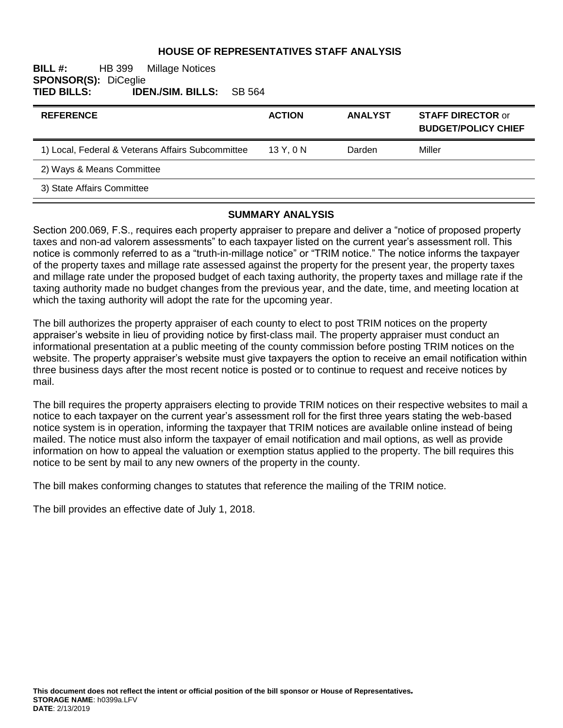# HOUSE OF REPRESENTATIVES STAFF ANALYSIS

**BILL #:** HB 399 Millage Notices
**SPONSOR(S):** DiCeglie
**TIED BILLS:** **IDEN./SIM. BILLS:** SB 564

| REFERENCE | ACTION | ANALYST | STAFF DIRECTOR or BUDGET/POLICY CHIEF |
|---|---|---|---|
| 1) Local, Federal & Veterans Affairs Subcommittee | 13 Y, 0 N | Darden | Miller |
| 2) Ways & Means Committee | | | |
| 3) State Affairs Committee | | | |

## SUMMARY ANALYSIS

Section 200.069, F.S., requires each property appraiser to prepare and deliver a "notice of proposed property taxes and non-ad valorem assessments" to each taxpayer listed on the current year's assessment roll. This notice is commonly referred to as a "truth-in-millage notice" or "TRIM notice." The notice informs the taxpayer of the property taxes and millage rate assessed against the property for the present year, the property taxes and millage rate under the proposed budget of each taxing authority, the property taxes and millage rate if the taxing authority made no budget changes from the previous year, and the date, time, and meeting location at which the taxing authority will adopt the rate for the upcoming year.

The bill authorizes the property appraiser of each county to elect to post TRIM notices on the property appraiser's website in lieu of providing notice by first-class mail. The property appraiser must conduct an informational presentation at a public meeting of the county commission before posting TRIM notices on the website. The property appraiser's website must give taxpayers the option to receive an email notification within three business days after the most recent notice is posted or to continue to request and receive notices by mail.

The bill requires the property appraisers electing to provide TRIM notices on their respective websites to mail a notice to each taxpayer on the current year's assessment roll for the first three years stating the web-based notice system is in operation, informing the taxpayer that TRIM notices are available online instead of being mailed. The notice must also inform the taxpayer of email notification and mail options, as well as provide information on how to appeal the valuation or exemption status applied to the property. The bill requires this notice to be sent by mail to any new owners of the property in the county.

The bill makes conforming changes to statutes that reference the mailing of the TRIM notice.

The bill provides an effective date of July 1, 2018.

**This document does not reflect the intent or official position of the bill sponsor or House of Representatives.**
**STORAGE NAME**: h0399a.LFV
**DATE**: 2/13/2019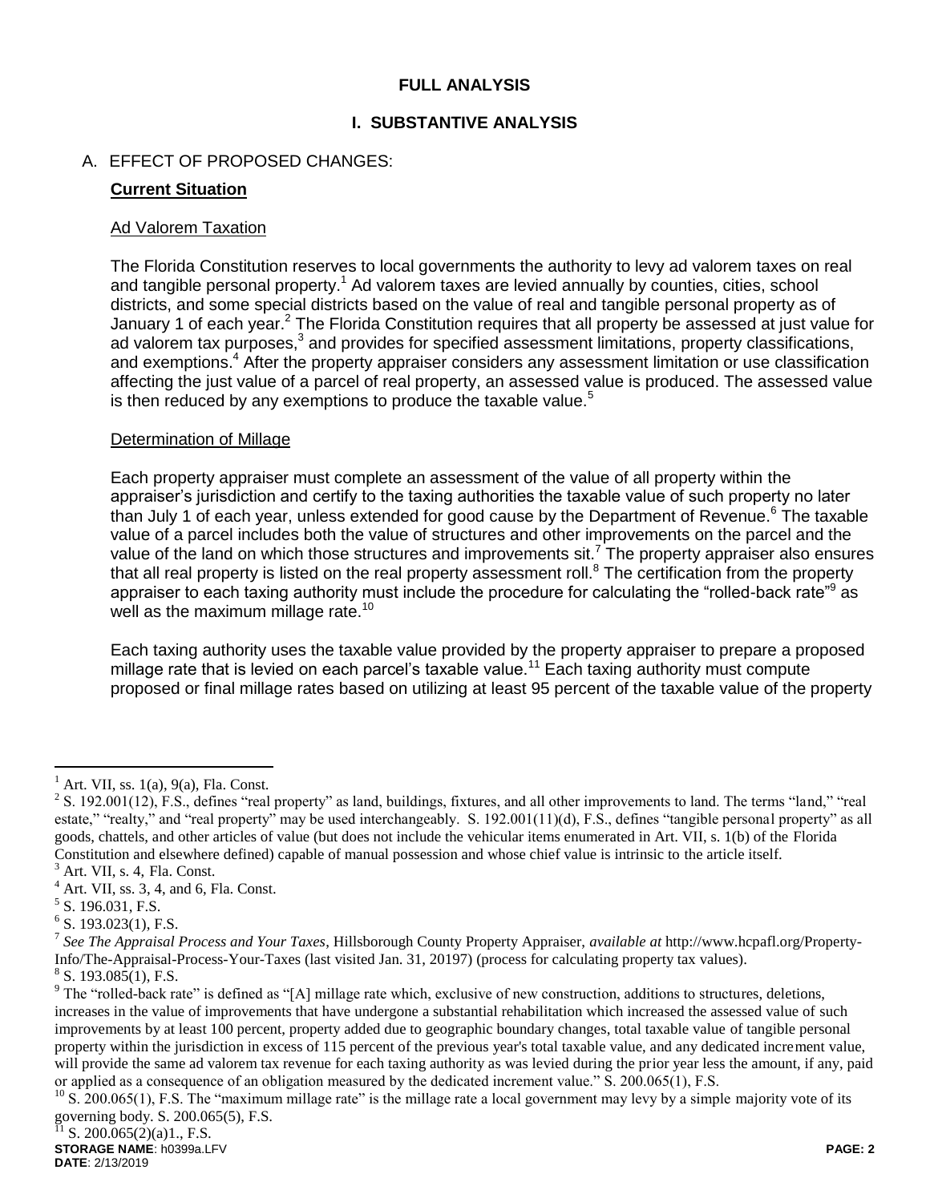# FULL ANALYSIS

## I. SUBSTANTIVE ANALYSIS

### A. EFFECT OF PROPOSED CHANGES:

**Current Situation**

Ad Valorem Taxation

The Florida Constitution reserves to local governments the authority to levy ad valorem taxes on real and tangible personal property.[1] Ad valorem taxes are levied annually by counties, cities, school districts, and some special districts based on the value of real and tangible personal property as of January 1 of each year.[2] The Florida Constitution requires that all property be assessed at just value for ad valorem tax purposes,[3] and provides for specified assessment limitations, property classifications, and exemptions.[4] After the property appraiser considers any assessment limitation or use classification affecting the just value of a parcel of real property, an assessed value is produced. The assessed value is then reduced by any exemptions to produce the taxable value.[5]

Determination of Millage

Each property appraiser must complete an assessment of the value of all property within the appraiser's jurisdiction and certify to the taxing authorities the taxable value of such property no later than July 1 of each year, unless extended for good cause by the Department of Revenue.[6] The taxable value of a parcel includes both the value of structures and other improvements on the parcel and the value of the land on which those structures and improvements sit.[7] The property appraiser also ensures that all real property is listed on the real property assessment roll.[8] The certification from the property appraiser to each taxing authority must include the procedure for calculating the "rolled-back rate"[9] as well as the maximum millage rate.[10]

Each taxing authority uses the taxable value provided by the property appraiser to prepare a proposed millage rate that is levied on each parcel's taxable value.[11] Each taxing authority must compute proposed or final millage rates based on utilizing at least 95 percent of the taxable value of the property

---

[1] Art. VII, ss. 1(a), 9(a), Fla. Const.

[2] S. 192.001(12), F.S., defines "real property" as land, buildings, fixtures, and all other improvements to land. The terms "land," "real estate," "realty," and "real property" may be used interchangeably. S. 192.001(11)(d), F.S., defines "tangible personal property" as all goods, chattels, and other articles of value (but does not include the vehicular items enumerated in Art. VII, s. 1(b) of the Florida Constitution and elsewhere defined) capable of manual possession and whose chief value is intrinsic to the article itself.

[3] Art. VII, s. 4, Fla. Const.

[4] Art. VII, ss. 3, 4, and 6, Fla. Const.

[5] S. 196.031, F.S.

[6] S. 193.023(1), F.S.

[7] *See The Appraisal Process and Your Taxes*, Hillsborough County Property Appraiser, *available at* http://www.hcpafl.org/Property-Info/The-Appraisal-Process-Your-Taxes (last visited Jan. 31, 20197) (process for calculating property tax values).

[8] S. 193.085(1), F.S.

[9] The "rolled-back rate" is defined as "[A] millage rate which, exclusive of new construction, additions to structures, deletions, increases in the value of improvements that have undergone a substantial rehabilitation which increased the assessed value of such improvements by at least 100 percent, property added due to geographic boundary changes, total taxable value of tangible personal property within the jurisdiction in excess of 115 percent of the previous year's total taxable value, and any dedicated increment value, will provide the same ad valorem tax revenue for each taxing authority as was levied during the prior year less the amount, if any, paid or applied as a consequence of an obligation measured by the dedicated increment value." S. 200.065(1), F.S.

[10] S. 200.065(1), F.S. The "maximum millage rate" is the millage rate a local government may levy by a simple majority vote of its governing body. S. 200.065(5), F.S.

[11] S. 200.065(2)(a)1., F.S.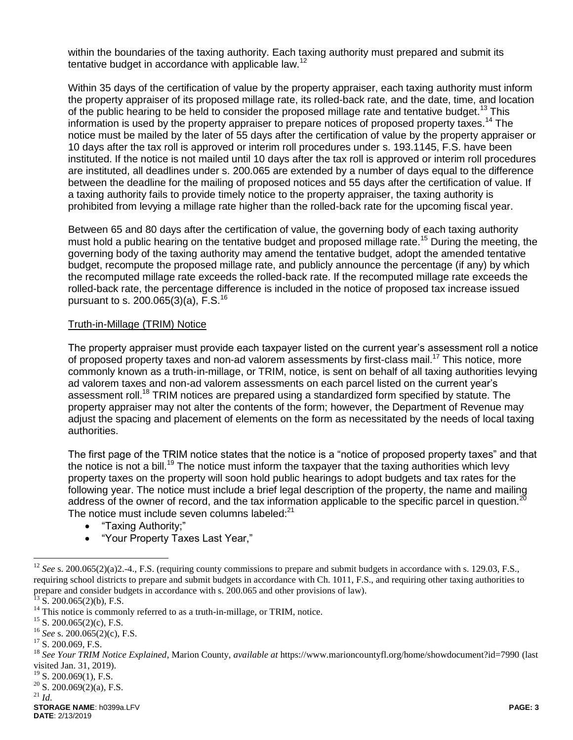within the boundaries of the taxing authority. Each taxing authority must prepared and submit its tentative budget in accordance with applicable law.[12]

Within 35 days of the certification of value by the property appraiser, each taxing authority must inform the property appraiser of its proposed millage rate, its rolled-back rate, and the date, time, and location of the public hearing to be held to consider the proposed millage rate and tentative budget.[13] This information is used by the property appraiser to prepare notices of proposed property taxes.[14] The notice must be mailed by the later of 55 days after the certification of value by the property appraiser or 10 days after the tax roll is approved or interim roll procedures under s. 193.1145, F.S. have been instituted. If the notice is not mailed until 10 days after the tax roll is approved or interim roll procedures are instituted, all deadlines under s. 200.065 are extended by a number of days equal to the difference between the deadline for the mailing of proposed notices and 55 days after the certification of value. If a taxing authority fails to provide timely notice to the property appraiser, the taxing authority is prohibited from levying a millage rate higher than the rolled-back rate for the upcoming fiscal year.

Between 65 and 80 days after the certification of value, the governing body of each taxing authority must hold a public hearing on the tentative budget and proposed millage rate.[15] During the meeting, the governing body of the taxing authority may amend the tentative budget, adopt the amended tentative budget, recompute the proposed millage rate, and publicly announce the percentage (if any) by which the recomputed millage rate exceeds the rolled-back rate. If the recomputed millage rate exceeds the rolled-back rate, the percentage difference is included in the notice of proposed tax increase issued pursuant to s. 200.065(3)(a), F.S.[16]

Truth-in-Millage (TRIM) Notice

The property appraiser must provide each taxpayer listed on the current year's assessment roll a notice of proposed property taxes and non-ad valorem assessments by first-class mail.[17] This notice, more commonly known as a truth-in-millage, or TRIM, notice, is sent on behalf of all taxing authorities levying ad valorem taxes and non-ad valorem assessments on each parcel listed on the current year's assessment roll.[18] TRIM notices are prepared using a standardized form specified by statute. The property appraiser may not alter the contents of the form; however, the Department of Revenue may adjust the spacing and placement of elements on the form as necessitated by the needs of local taxing authorities.

The first page of the TRIM notice states that the notice is a "notice of proposed property taxes" and that the notice is not a bill.[19] The notice must inform the taxpayer that the taxing authorities which levy property taxes on the property will soon hold public hearings to adopt budgets and tax rates for the following year. The notice must include a brief legal description of the property, the name and mailing address of the owner of record, and the tax information applicable to the specific parcel in question.[20] The notice must include seven columns labeled:[21]

- "Taxing Authority;"
- "Your Property Taxes Last Year,"

---

[12] *See* s. 200.065(2)(a)2.-4., F.S. (requiring county commissions to prepare and submit budgets in accordance with s. 129.03, F.S., requiring school districts to prepare and submit budgets in accordance with Ch. 1011, F.S., and requiring other taxing authorities to prepare and consider budgets in accordance with s. 200.065 and other provisions of law).

[13] S. 200.065(2)(b), F.S.

[14] This notice is commonly referred to as a truth-in-millage, or TRIM, notice.

[15] S. 200.065(2)(c), F.S.

[16] *See* s. 200.065(2)(c), F.S.

[17] S. 200.069, F.S.

[18] *See Your TRIM Notice Explained*, Marion County, *available at* https://www.marioncountyfl.org/home/showdocument?id=7990 (last visited Jan. 31, 2019).

[19] S. 200.069(1), F.S.

[20] S. 200.069(2)(a), F.S.

[21] *Id.*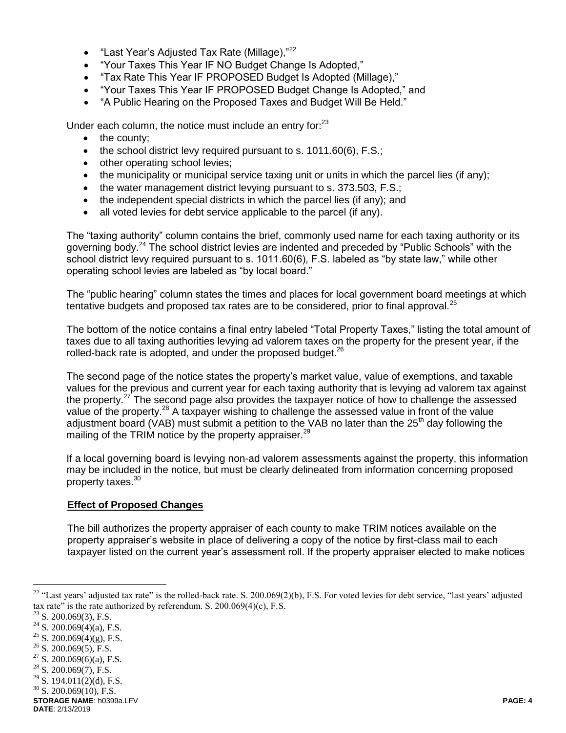- "Last Year's Adjusted Tax Rate (Millage),"[22]
- "Your Taxes This Year IF NO Budget Change Is Adopted,"
- "Tax Rate This Year IF PROPOSED Budget Is Adopted (Millage),"
- "Your Taxes This Year IF PROPOSED Budget Change Is Adopted," and
- "A Public Hearing on the Proposed Taxes and Budget Will Be Held."

Under each column, the notice must include an entry for:[23]

- the county;
- the school district levy required pursuant to s. 1011.60(6), F.S.;
- other operating school levies;
- the municipality or municipal service taxing unit or units in which the parcel lies (if any);
- the water management district levying pursuant to s. 373.503, F.S.;
- the independent special districts in which the parcel lies (if any); and
- all voted levies for debt service applicable to the parcel (if any).

The "taxing authority" column contains the brief, commonly used name for each taxing authority or its governing body.[24] The school district levies are indented and preceded by "Public Schools" with the school district levy required pursuant to s. 1011.60(6), F.S. labeled as "by state law," while other operating school levies are labeled as "by local board."

The "public hearing" column states the times and places for local government board meetings at which tentative budgets and proposed tax rates are to be considered, prior to final approval.[25]

The bottom of the notice contains a final entry labeled "Total Property Taxes," listing the total amount of taxes due to all taxing authorities levying ad valorem taxes on the property for the present year, if the rolled-back rate is adopted, and under the proposed budget.[26]

The second page of the notice states the property's market value, value of exemptions, and taxable values for the previous and current year for each taxing authority that is levying ad valorem tax against the property.[27] The second page also provides the taxpayer notice of how to challenge the assessed value of the property.[28] A taxpayer wishing to challenge the assessed value in front of the value adjustment board (VAB) must submit a petition to the VAB no later than the 25th day following the mailing of the TRIM notice by the property appraiser.[29]

If a local governing board is levying non-ad valorem assessments against the property, this information may be included in the notice, but must be clearly delineated from information concerning proposed property taxes.[30]

**Effect of Proposed Changes**

The bill authorizes the property appraiser of each county to make TRIM notices available on the property appraiser's website in place of delivering a copy of the notice by first-class mail to each taxpayer listed on the current year's assessment roll. If the property appraiser elected to make notices

[22] "Last years' adjusted tax rate" is the rolled-back rate. S. 200.069(2)(b), F.S. For voted levies for debt service, "last years' adjusted tax rate" is the rate authorized by referendum. S. 200.069(4)(c), F.S.

[23] S. 200.069(3), F.S.

[24] S. 200.069(4)(a), F.S.

[25] S. 200.069(4)(g), F.S.

[26] S. 200.069(5), F.S.

[27] S. 200.069(6)(a), F.S.

[28] S. 200.069(7), F.S.

[29] S. 194.011(2)(d), F.S.

[30] S. 200.069(10), F.S.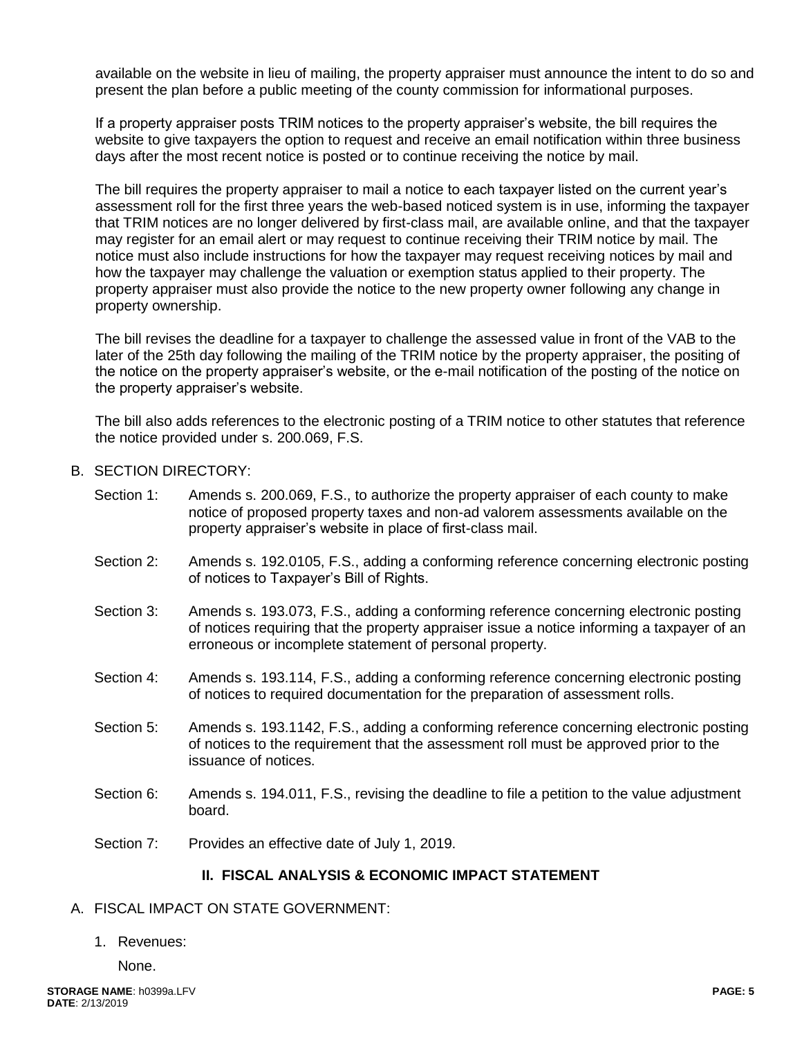available on the website in lieu of mailing, the property appraiser must announce the intent to do so and present the plan before a public meeting of the county commission for informational purposes.

If a property appraiser posts TRIM notices to the property appraiser's website, the bill requires the website to give taxpayers the option to request and receive an email notification within three business days after the most recent notice is posted or to continue receiving the notice by mail.

The bill requires the property appraiser to mail a notice to each taxpayer listed on the current year's assessment roll for the first three years the web-based noticed system is in use, informing the taxpayer that TRIM notices are no longer delivered by first-class mail, are available online, and that the taxpayer may register for an email alert or may request to continue receiving their TRIM notice by mail. The notice must also include instructions for how the taxpayer may request receiving notices by mail and how the taxpayer may challenge the valuation or exemption status applied to their property. The property appraiser must also provide the notice to the new property owner following any change in property ownership.

The bill revises the deadline for a taxpayer to challenge the assessed value in front of the VAB to the later of the 25th day following the mailing of the TRIM notice by the property appraiser, the positing of the notice on the property appraiser's website, or the e-mail notification of the posting of the notice on the property appraiser's website.

The bill also adds references to the electronic posting of a TRIM notice to other statutes that reference the notice provided under s. 200.069, F.S.

B. SECTION DIRECTORY:

Section 1: Amends s. 200.069, F.S., to authorize the property appraiser of each county to make notice of proposed property taxes and non-ad valorem assessments available on the property appraiser's website in place of first-class mail.

Section 2: Amends s. 192.0105, F.S., adding a conforming reference concerning electronic posting of notices to Taxpayer's Bill of Rights.

Section 3: Amends s. 193.073, F.S., adding a conforming reference concerning electronic posting of notices requiring that the property appraiser issue a notice informing a taxpayer of an erroneous or incomplete statement of personal property.

Section 4: Amends s. 193.114, F.S., adding a conforming reference concerning electronic posting of notices to required documentation for the preparation of assessment rolls.

Section 5: Amends s. 193.1142, F.S., adding a conforming reference concerning electronic posting of notices to the requirement that the assessment roll must be approved prior to the issuance of notices.

Section 6: Amends s. 194.011, F.S., revising the deadline to file a petition to the value adjustment board.

Section 7: Provides an effective date of July 1, 2019.

## II. FISCAL ANALYSIS & ECONOMIC IMPACT STATEMENT

A. FISCAL IMPACT ON STATE GOVERNMENT:

1. Revenues:

   None.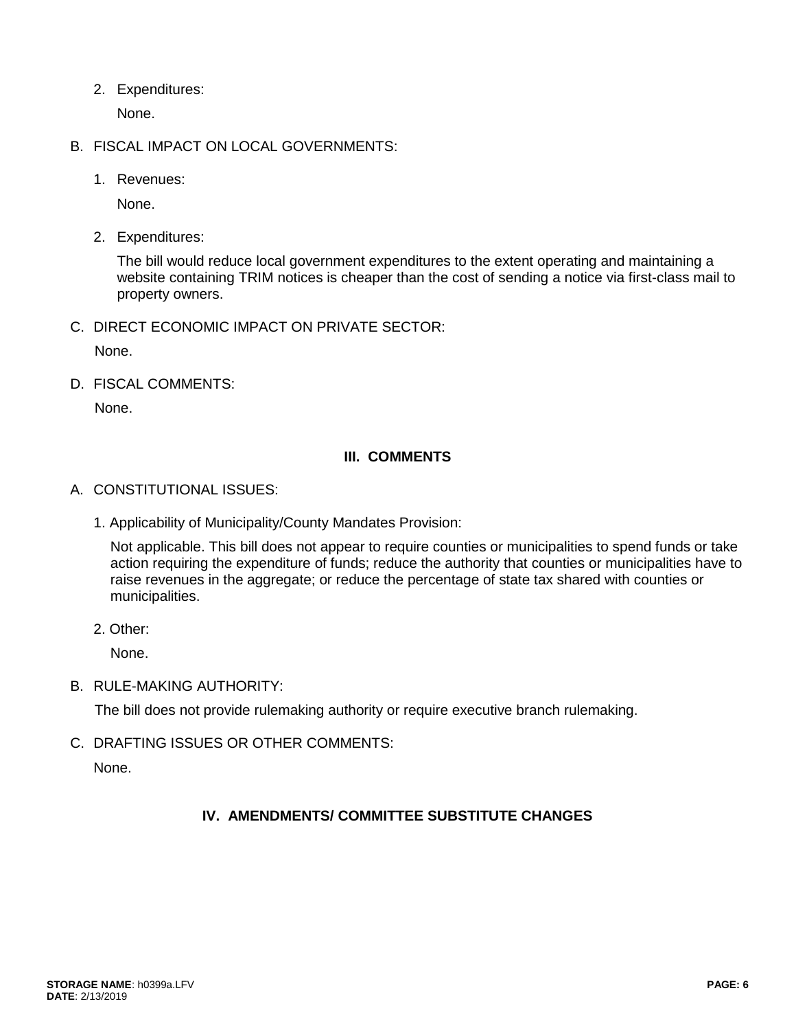2. Expenditures:

   None.

B. FISCAL IMPACT ON LOCAL GOVERNMENTS:

1. Revenues:

   None.

2. Expenditures:

   The bill would reduce local government expenditures to the extent operating and maintaining a website containing TRIM notices is cheaper than the cost of sending a notice via first-class mail to property owners.

C. DIRECT ECONOMIC IMPACT ON PRIVATE SECTOR:

   None.

D. FISCAL COMMENTS:

   None.

## III. COMMENTS

A. CONSTITUTIONAL ISSUES:

1. Applicability of Municipality/County Mandates Provision:

   Not applicable. This bill does not appear to require counties or municipalities to spend funds or take action requiring the expenditure of funds; reduce the authority that counties or municipalities have to raise revenues in the aggregate; or reduce the percentage of state tax shared with counties or municipalities.

2. Other:

   None.

B. RULE-MAKING AUTHORITY:

   The bill does not provide rulemaking authority or require executive branch rulemaking.

C. DRAFTING ISSUES OR OTHER COMMENTS:

   None.

## IV. AMENDMENTS/ COMMITTEE SUBSTITUTE CHANGES